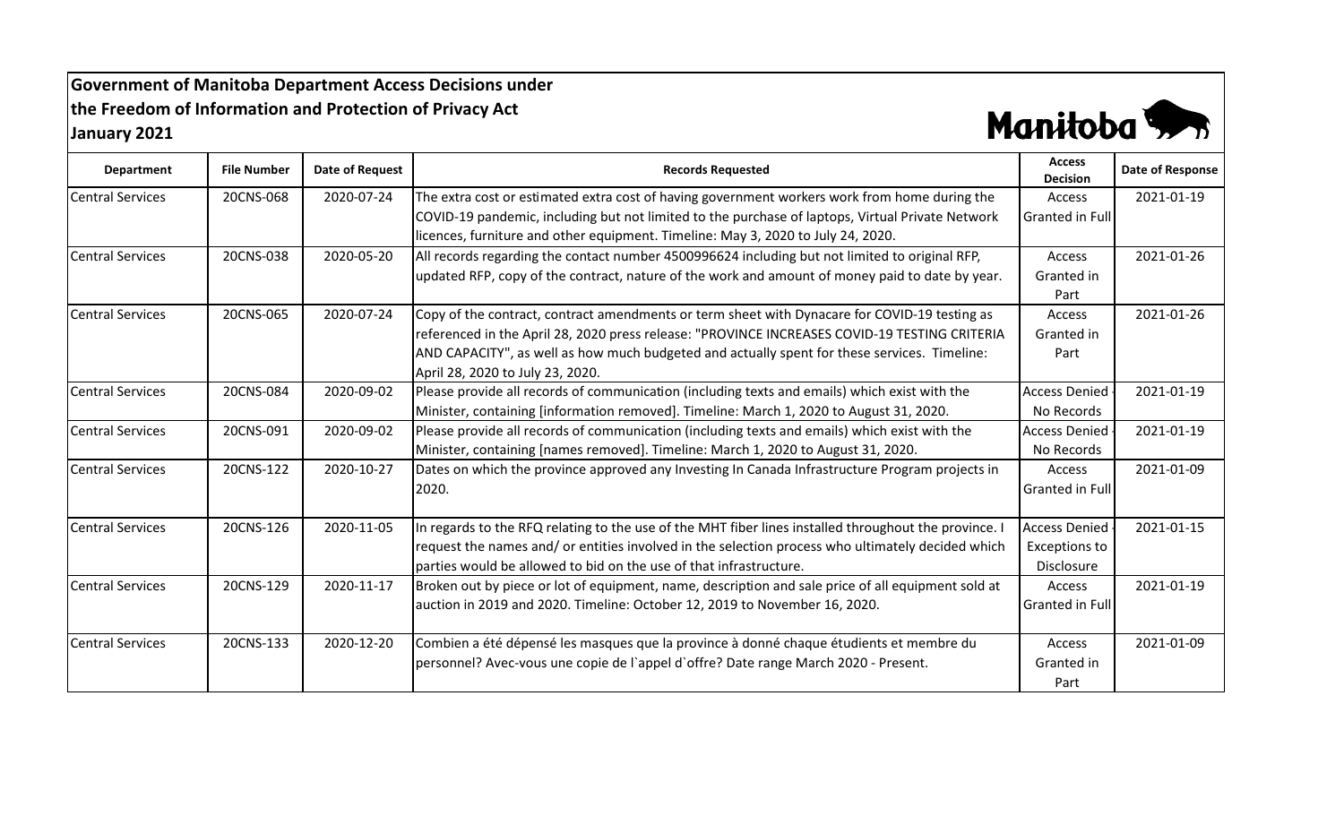**Government of Manitoba Department Access Decisions under the Freedom of Information and Protection of Privacy Act**
**January 2021**

Manitoba

| Department | File Number | Date of Request | Records Requested | Access Decision | Date of Response |
|---|---|---|---|---|---|
| Central Services | 20CNS-068 | 2020-07-24 | The extra cost or estimated extra cost of having government workers work from home during the COVID-19 pandemic, including but not limited to the purchase of laptops, Virtual Private Network licences, furniture and other equipment. Timeline: May 3, 2020 to July 24, 2020. | Access Granted in Full | 2021-01-19 |
| Central Services | 20CNS-038 | 2020-05-20 | All records regarding the contact number 4500996624 including but not limited to original RFP, updated RFP, copy of the contract, nature of the work and amount of money paid to date by year. | Access Granted in Part | 2021-01-26 |
| Central Services | 20CNS-065 | 2020-07-24 | Copy of the contract, contract amendments or term sheet with Dynacare for COVID-19 testing as referenced in the April 28, 2020 press release: "PROVINCE INCREASES COVID-19 TESTING CRITERIA AND CAPACITY", as well as how much budgeted and actually spent for these services. Timeline: April 28, 2020 to July 23, 2020. | Access Granted in Part | 2021-01-26 |
| Central Services | 20CNS-084 | 2020-09-02 | Please provide all records of communication (including texts and emails) which exist with the Minister, containing [information removed]. Timeline: March 1, 2020 to August 31, 2020. | Access Denied - No Records | 2021-01-19 |
| Central Services | 20CNS-091 | 2020-09-02 | Please provide all records of communication (including texts and emails) which exist with the Minister, containing [names removed]. Timeline: March 1, 2020 to August 31, 2020. | Access Denied - No Records | 2021-01-19 |
| Central Services | 20CNS-122 | 2020-10-27 | Dates on which the province approved any Investing In Canada Infrastructure Program projects in 2020. | Access Granted in Full | 2021-01-09 |
| Central Services | 20CNS-126 | 2020-11-05 | In regards to the RFQ relating to the use of the MHT fiber lines installed throughout the province. I request the names and/ or entities involved in the selection process who ultimately decided which parties would be allowed to bid on the use of that infrastructure. | Access Denied - Exceptions to Disclosure | 2021-01-15 |
| Central Services | 20CNS-129 | 2020-11-17 | Broken out by piece or lot of equipment, name, description and sale price of all equipment sold at auction in 2019 and 2020. Timeline: October 12, 2019 to November 16, 2020. | Access Granted in Full | 2021-01-19 |
| Central Services | 20CNS-133 | 2020-12-20 | Combien a été dépensé les masques que la province à donné chaque étudients et membre du personnel? Avec-vous une copie de l`appel d`offre? Date range March 2020 - Present. | Access Granted in Part | 2021-01-09 |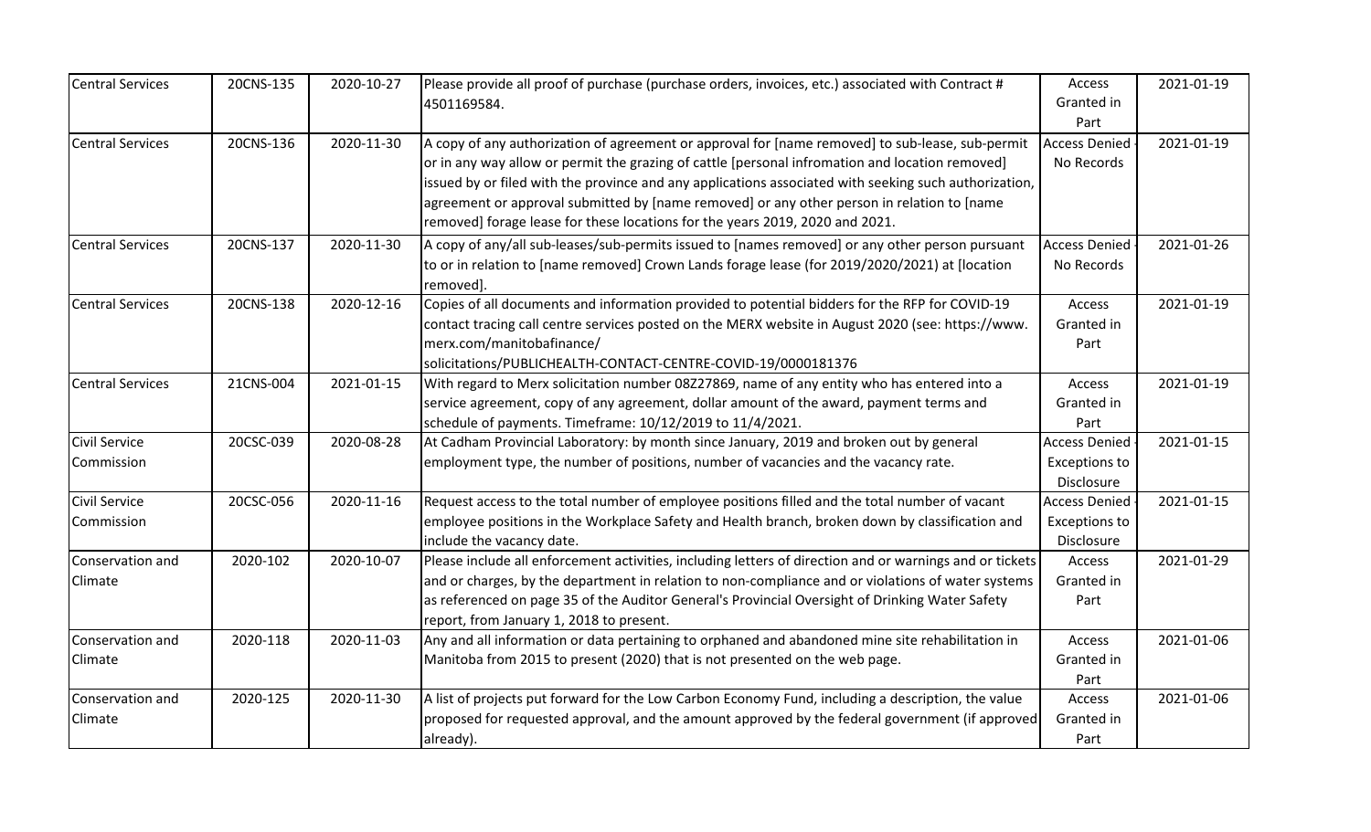| Central Services | 20CNS-135 | 2020-10-27 | Please provide all proof of purchase (purchase orders, invoices, etc.) associated with Contract # 4501169584. | Access Granted in Part | 2021-01-19 |
|---|---|---|---|---|---|
| Central Services | 20CNS-136 | 2020-11-30 | A copy of any authorization of agreement or approval for [name removed] to sub-lease, sub-permit or in any way allow or permit the grazing of cattle [personal infromation and location removed] issued by or filed with the province and any applications associated with seeking such authorization, agreement or approval submitted by [name removed] or any other person in relation to [name removed] forage lease for these locations for the years 2019, 2020 and 2021. | Access Denied - No Records | 2021-01-19 |
| Central Services | 20CNS-137 | 2020-11-30 | A copy of any/all sub-leases/sub-permits issued to [names removed] or any other person pursuant to or in relation to [name removed] Crown Lands forage lease (for 2019/2020/2021) at [location removed]. | Access Denied - No Records | 2021-01-26 |
| Central Services | 20CNS-138 | 2020-12-16 | Copies of all documents and information provided to potential bidders for the RFP for COVID-19 contact tracing call centre services posted on the MERX website in August 2020 (see: https://www.merx.com/manitobafinance/solicitations/PUBLICHEALTH-CONTACT-CENTRE-COVID-19/0000181376 | Access Granted in Part | 2021-01-19 |
| Central Services | 21CNS-004 | 2021-01-15 | With regard to Merx solicitation number 08Z27869, name of any entity who has entered into a service agreement, copy of any agreement, dollar amount of the award, payment terms and schedule of payments. Timeframe: 10/12/2019 to 11/4/2021. | Access Granted in Part | 2021-01-19 |
| Civil Service Commission | 20CSC-039 | 2020-08-28 | At Cadham Provincial Laboratory: by month since January, 2019 and broken out by general employment type, the number of positions, number of vacancies and the vacancy rate. | Access Denied - Exceptions to Disclosure | 2021-01-15 |
| Civil Service Commission | 20CSC-056 | 2020-11-16 | Request access to the total number of employee positions filled and the total number of vacant employee positions in the Workplace Safety and Health branch, broken down by classification and include the vacancy date. | Access Denied - Exceptions to Disclosure | 2021-01-15 |
| Conservation and Climate | 2020-102 | 2020-10-07 | Please include all enforcement activities, including letters of direction and or warnings and or tickets and or charges, by the department in relation to non-compliance and or violations of water systems as referenced on page 35 of the Auditor General's Provincial Oversight of Drinking Water Safety report, from January 1, 2018 to present. | Access Granted in Part | 2021-01-29 |
| Conservation and Climate | 2020-118 | 2020-11-03 | Any and all information or data pertaining to orphaned and abandoned mine site rehabilitation in Manitoba from 2015 to present (2020) that is not presented on the web page. | Access Granted in Part | 2021-01-06 |
| Conservation and Climate | 2020-125 | 2020-11-30 | A list of projects put forward for the Low Carbon Economy Fund, including a description, the value proposed for requested approval, and the amount approved by the federal government (if approved already). | Access Granted in Part | 2021-01-06 |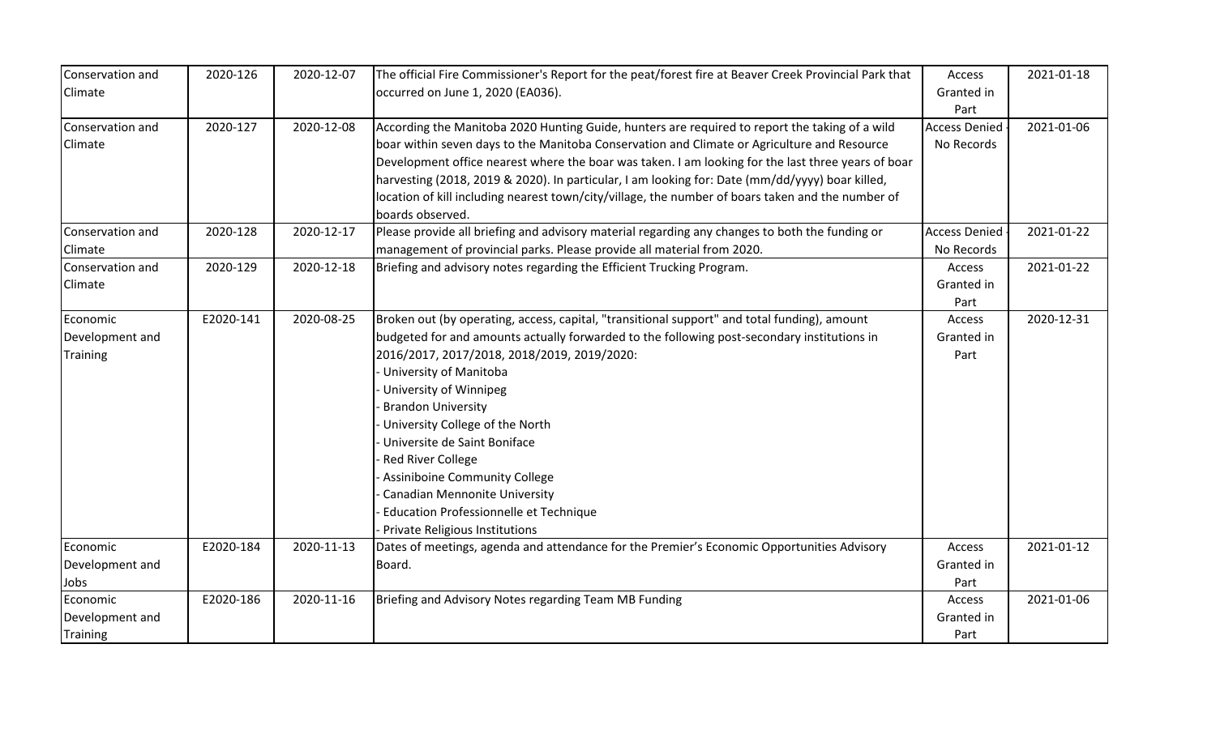| Conservation and Climate | 2020-126 | 2020-12-07 | The official Fire Commissioner's Report for the peat/forest fire at Beaver Creek Provincial Park that occurred on June 1, 2020 (EA036). | Access Granted in Part | 2021-01-18 |
|---|---|---|---|---|---|
| Conservation and Climate | 2020-127 | 2020-12-08 | According the Manitoba 2020 Hunting Guide, hunters are required to report the taking of a wild boar within seven days to the Manitoba Conservation and Climate or Agriculture and Resource Development office nearest where the boar was taken. I am looking for the last three years of boar harvesting (2018, 2019 & 2020). In particular, I am looking for: Date (mm/dd/yyyy) boar killed, location of kill including nearest town/city/village, the number of boars taken and the number of boards observed. | Access Denied - No Records | 2021-01-06 |
| Conservation and Climate | 2020-128 | 2020-12-17 | Please provide all briefing and advisory material regarding any changes to both the funding or management of provincial parks. Please provide all material from 2020. | Access Denied - No Records | 2021-01-22 |
| Conservation and Climate | 2020-129 | 2020-12-18 | Briefing and advisory notes regarding the Efficient Trucking Program. | Access Granted in Part | 2021-01-22 |
| Economic Development and Training | E2020-141 | 2020-08-25 | Broken out (by operating, access, capital, "transitional support" and total funding), amount budgeted for and amounts actually forwarded to the following post-secondary institutions in 2016/2017, 2017/2018, 2018/2019, 2019/2020:<br>- University of Manitoba<br>- University of Winnipeg<br>- Brandon University<br>- University College of the North<br>- Universite de Saint Boniface<br>- Red River College<br>- Assiniboine Community College<br>- Canadian Mennonite University<br>- Education Professionnelle et Technique<br>- Private Religious Institutions | Access Granted in Part | 2020-12-31 |
| Economic Development and Jobs | E2020-184 | 2020-11-13 | Dates of meetings, agenda and attendance for the Premier's Economic Opportunities Advisory Board. | Access Granted in Part | 2021-01-12 |
| Economic Development and Training | E2020-186 | 2020-11-16 | Briefing and Advisory Notes regarding Team MB Funding | Access Granted in Part | 2021-01-06 |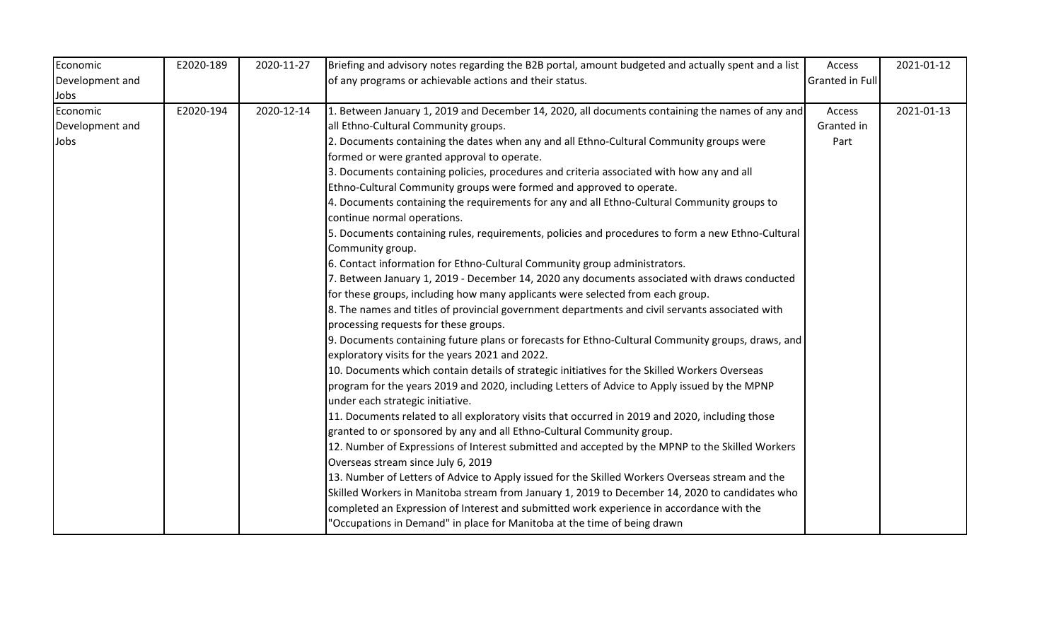| | | | | | |
|---|---|---|---|---|---|
| Economic Development and Jobs | E2020-189 | 2020-11-27 | Briefing and advisory notes regarding the B2B portal, amount budgeted and actually spent and a list of any programs or achievable actions and their status. | Access Granted in Full | 2021-01-12 |
| Economic Development and Jobs | E2020-194 | 2020-12-14 | 1. Between January 1, 2019 and December 14, 2020, all documents containing the names of any and all Ethno-Cultural Community groups.<br>2. Documents containing the dates when any and all Ethno-Cultural Community groups were formed or were granted approval to operate.<br>3. Documents containing policies, procedures and criteria associated with how any and all Ethno-Cultural Community groups were formed and approved to operate.<br>4. Documents containing the requirements for any and all Ethno-Cultural Community groups to continue normal operations.<br>5. Documents containing rules, requirements, policies and procedures to form a new Ethno-Cultural Community group.<br>6. Contact information for Ethno-Cultural Community group administrators.<br>7. Between January 1, 2019 - December 14, 2020 any documents associated with draws conducted for these groups, including how many applicants were selected from each group.<br>8. The names and titles of provincial government departments and civil servants associated with processing requests for these groups.<br>9. Documents containing future plans or forecasts for Ethno-Cultural Community groups, draws, and exploratory visits for the years 2021 and 2022.<br>10. Documents which contain details of strategic initiatives for the Skilled Workers Overseas program for the years 2019 and 2020, including Letters of Advice to Apply issued by the MPNP under each strategic initiative.<br>11. Documents related to all exploratory visits that occurred in 2019 and 2020, including those granted to or sponsored by any and all Ethno-Cultural Community group.<br>12. Number of Expressions of Interest submitted and accepted by the MPNP to the Skilled Workers Overseas stream since July 6, 2019<br>13. Number of Letters of Advice to Apply issued for the Skilled Workers Overseas stream and the Skilled Workers in Manitoba stream from January 1, 2019 to December 14, 2020 to candidates who completed an Expression of Interest and submitted work experience in accordance with the "Occupations in Demand" in place for Manitoba at the time of being drawn | Access Granted in Part | 2021-01-13 |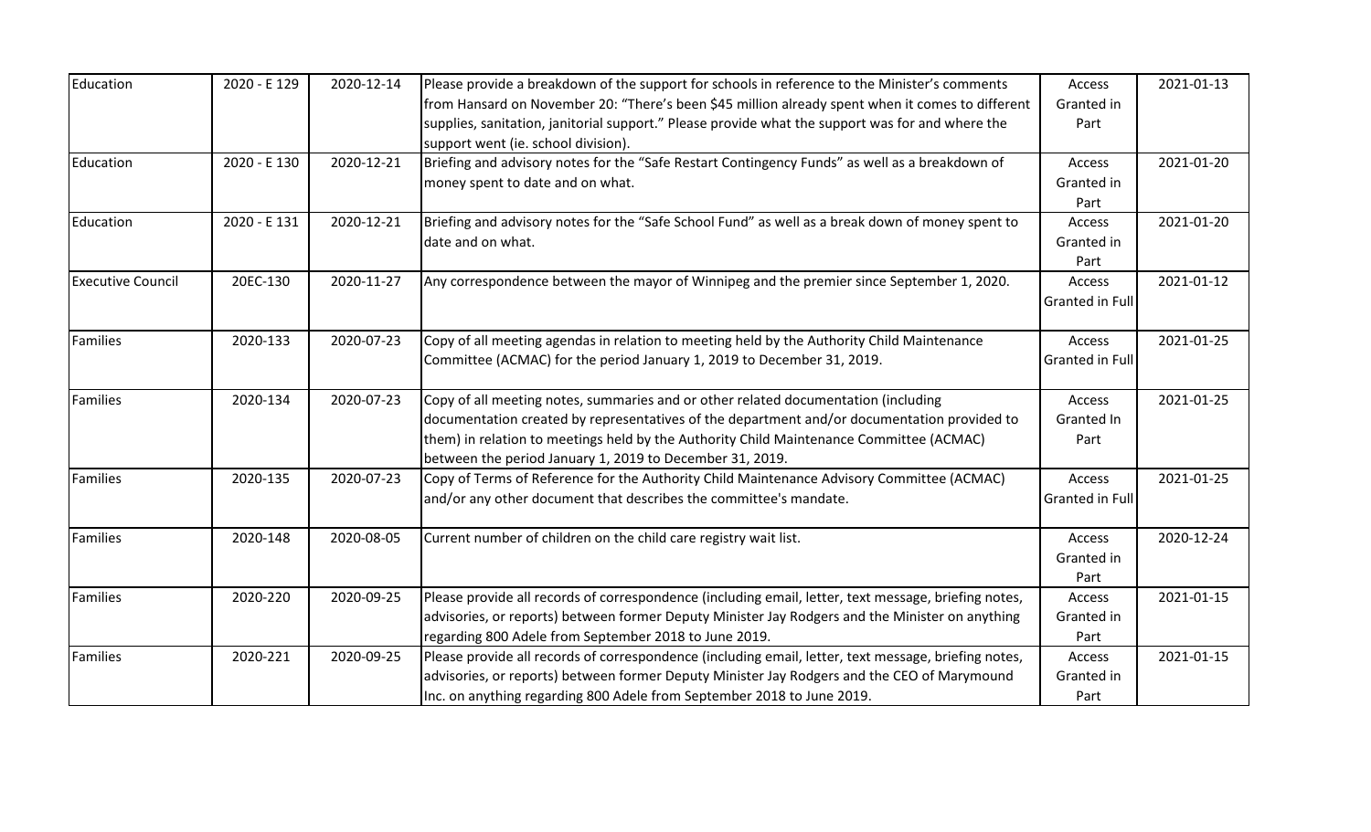| | | | | | |
|---|---|---|---|---|---|
| Education | 2020 - E 129 | 2020-12-14 | Please provide a breakdown of the support for schools in reference to the Minister's comments from Hansard on November 20: "There's been $45 million already spent when it comes to different supplies, sanitation, janitorial support." Please provide what the support was for and where the support went (ie. school division). | Access Granted in Part | 2021-01-13 |
| Education | 2020 - E 130 | 2020-12-21 | Briefing and advisory notes for the "Safe Restart Contingency Funds" as well as a breakdown of money spent to date and on what. | Access Granted in Part | 2021-01-20 |
| Education | 2020 - E 131 | 2020-12-21 | Briefing and advisory notes for the "Safe School Fund" as well as a break down of money spent to date and on what. | Access Granted in Part | 2021-01-20 |
| Executive Council | 20EC-130 | 2020-11-27 | Any correspondence between the mayor of Winnipeg and the premier since September 1, 2020. | Access Granted in Full | 2021-01-12 |
| Families | 2020-133 | 2020-07-23 | Copy of all meeting agendas in relation to meeting held by the Authority Child Maintenance Committee (ACMAC) for the period January 1, 2019 to December 31, 2019. | Access Granted in Full | 2021-01-25 |
| Families | 2020-134 | 2020-07-23 | Copy of all meeting notes, summaries and or other related documentation (including documentation created by representatives of the department and/or documentation provided to them) in relation to meetings held by the Authority Child Maintenance Committee (ACMAC) between the period January 1, 2019 to December 31, 2019. | Access Granted In Part | 2021-01-25 |
| Families | 2020-135 | 2020-07-23 | Copy of Terms of Reference for the Authority Child Maintenance Advisory Committee (ACMAC) and/or any other document that describes the committee's mandate. | Access Granted in Full | 2021-01-25 |
| Families | 2020-148 | 2020-08-05 | Current number of children on the child care registry wait list. | Access Granted in Part | 2020-12-24 |
| Families | 2020-220 | 2020-09-25 | Please provide all records of correspondence (including email, letter, text message, briefing notes, advisories, or reports) between former Deputy Minister Jay Rodgers and the Minister on anything regarding 800 Adele from September 2018 to June 2019. | Access Granted in Part | 2021-01-15 |
| Families | 2020-221 | 2020-09-25 | Please provide all records of correspondence (including email, letter, text message, briefing notes, advisories, or reports) between former Deputy Minister Jay Rodgers and the CEO of Marymound Inc. on anything regarding 800 Adele from September 2018 to June 2019. | Access Granted in Part | 2021-01-15 |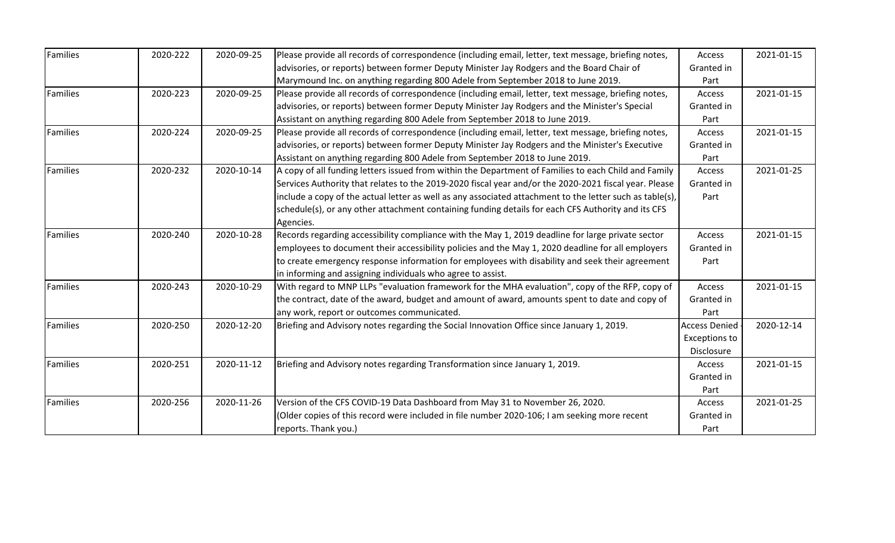| Families | 2020-222 | 2020-09-25 | Please provide all records of correspondence (including email, letter, text message, briefing notes, advisories, or reports) between former Deputy Minister Jay Rodgers and the Board Chair of Marymound Inc. on anything regarding 800 Adele from September 2018 to June 2019. | Access Granted in Part | 2021-01-15 |
|---|---|---|---|---|---|
| Families | 2020-223 | 2020-09-25 | Please provide all records of correspondence (including email, letter, text message, briefing notes, advisories, or reports) between former Deputy Minister Jay Rodgers and the Minister's Special Assistant on anything regarding 800 Adele from September 2018 to June 2019. | Access Granted in Part | 2021-01-15 |
| Families | 2020-224 | 2020-09-25 | Please provide all records of correspondence (including email, letter, text message, briefing notes, advisories, or reports) between former Deputy Minister Jay Rodgers and the Minister's Executive Assistant on anything regarding 800 Adele from September 2018 to June 2019. | Access Granted in Part | 2021-01-15 |
| Families | 2020-232 | 2020-10-14 | A copy of all funding letters issued from within the Department of Families to each Child and Family Services Authority that relates to the 2019-2020 fiscal year and/or the 2020-2021 fiscal year. Please include a copy of the actual letter as well as any associated attachment to the letter such as table(s), schedule(s), or any other attachment containing funding details for each CFS Authority and its CFS Agencies. | Access Granted in Part | 2021-01-25 |
| Families | 2020-240 | 2020-10-28 | Records regarding accessibility compliance with the May 1, 2019 deadline for large private sector employees to document their accessibility policies and the May 1, 2020 deadline for all employers to create emergency response information for employees with disability and seek their agreement in informing and assigning individuals who agree to assist. | Access Granted in Part | 2021-01-15 |
| Families | 2020-243 | 2020-10-29 | With regard to MNP LLPs "evaluation framework for the MHA evaluation", copy of the RFP, copy of the contract, date of the award, budget and amount of award, amounts spent to date and copy of any work, report or outcomes communicated. | Access Granted in Part | 2021-01-15 |
| Families | 2020-250 | 2020-12-20 | Briefing and Advisory notes regarding the Social Innovation Office since January 1, 2019. | Access Denied - Exceptions to Disclosure | 2020-12-14 |
| Families | 2020-251 | 2020-11-12 | Briefing and Advisory notes regarding Transformation since January 1, 2019. | Access Granted in Part | 2021-01-15 |
| Families | 2020-256 | 2020-11-26 | Version of the CFS COVID-19 Data Dashboard from May 31 to November 26, 2020. (Older copies of this record were included in file number 2020-106; I am seeking more recent reports. Thank you.) | Access Granted in Part | 2021-01-25 |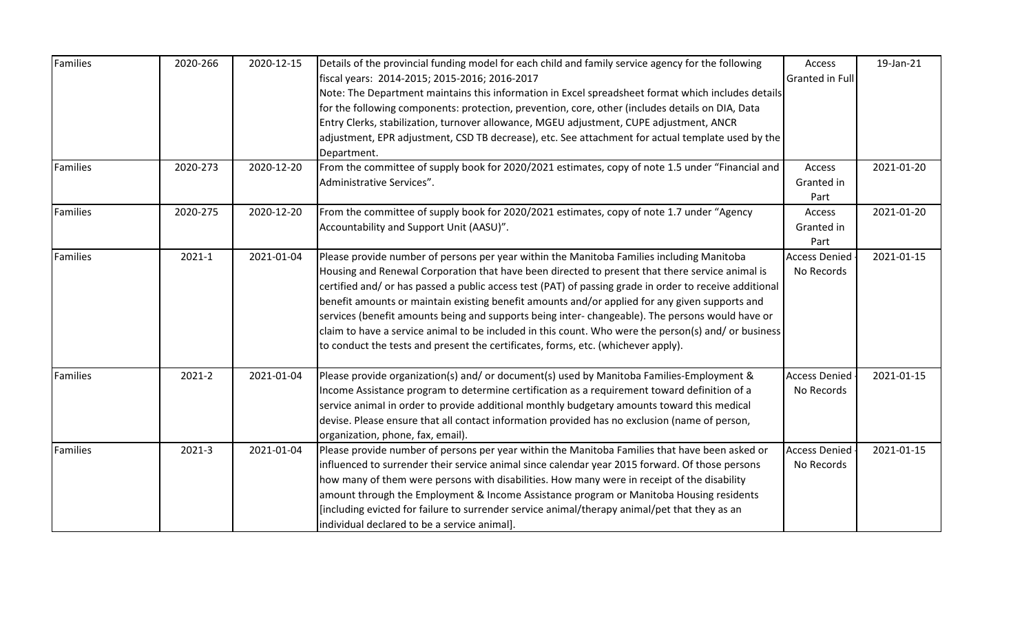| Families | 2020-266 | 2020-12-15 | Details of the provincial funding model for each child and family service agency for the following fiscal years: 2014-2015; 2015-2016; 2016-2017 Note: The Department maintains this information in Excel spreadsheet format which includes details for the following components: protection, prevention, core, other (includes details on DIA, Data Entry Clerks, stabilization, turnover allowance, MGEU adjustment, CUPE adjustment, ANCR adjustment, EPR adjustment, CSD TB decrease), etc. See attachment for actual template used by the Department. | Access Granted in Full | 19-Jan-21 |
|---|---|---|---|---|---|
| Families | 2020-273 | 2020-12-20 | From the committee of supply book for 2020/2021 estimates, copy of note 1.5 under "Financial and Administrative Services". | Access Granted in Part | 2021-01-20 |
| Families | 2020-275 | 2020-12-20 | From the committee of supply book for 2020/2021 estimates, copy of note 1.7 under "Agency Accountability and Support Unit (AASU)". | Access Granted in Part | 2021-01-20 |
| Families | 2021-1 | 2021-01-04 | Please provide number of persons per year within the Manitoba Families including Manitoba Housing and Renewal Corporation that have been directed to present that there service animal is certified and/ or has passed a public access test (PAT) of passing grade in order to receive additional benefit amounts or maintain existing benefit amounts and/or applied for any given supports and services (benefit amounts being and supports being inter- changeable). The persons would have or claim to have a service animal to be included in this count. Who were the person(s) and/ or business to conduct the tests and present the certificates, forms, etc. (whichever apply). | Access Denied - No Records | 2021-01-15 |
| Families | 2021-2 | 2021-01-04 | Please provide organization(s) and/ or document(s) used by Manitoba Families-Employment & Income Assistance program to determine certification as a requirement toward definition of a service animal in order to provide additional monthly budgetary amounts toward this medical devise. Please ensure that all contact information provided has no exclusion (name of person, organization, phone, fax, email). | Access Denied - No Records | 2021-01-15 |
| Families | 2021-3 | 2021-01-04 | Please provide number of persons per year within the Manitoba Families that have been asked or influenced to surrender their service animal since calendar year 2015 forward. Of those persons how many of them were persons with disabilities. How many were in receipt of the disability amount through the Employment & Income Assistance program or Manitoba Housing residents [including evicted for failure to surrender service animal/therapy animal/pet that they as an individual declared to be a service animal]. | Access Denied - No Records | 2021-01-15 |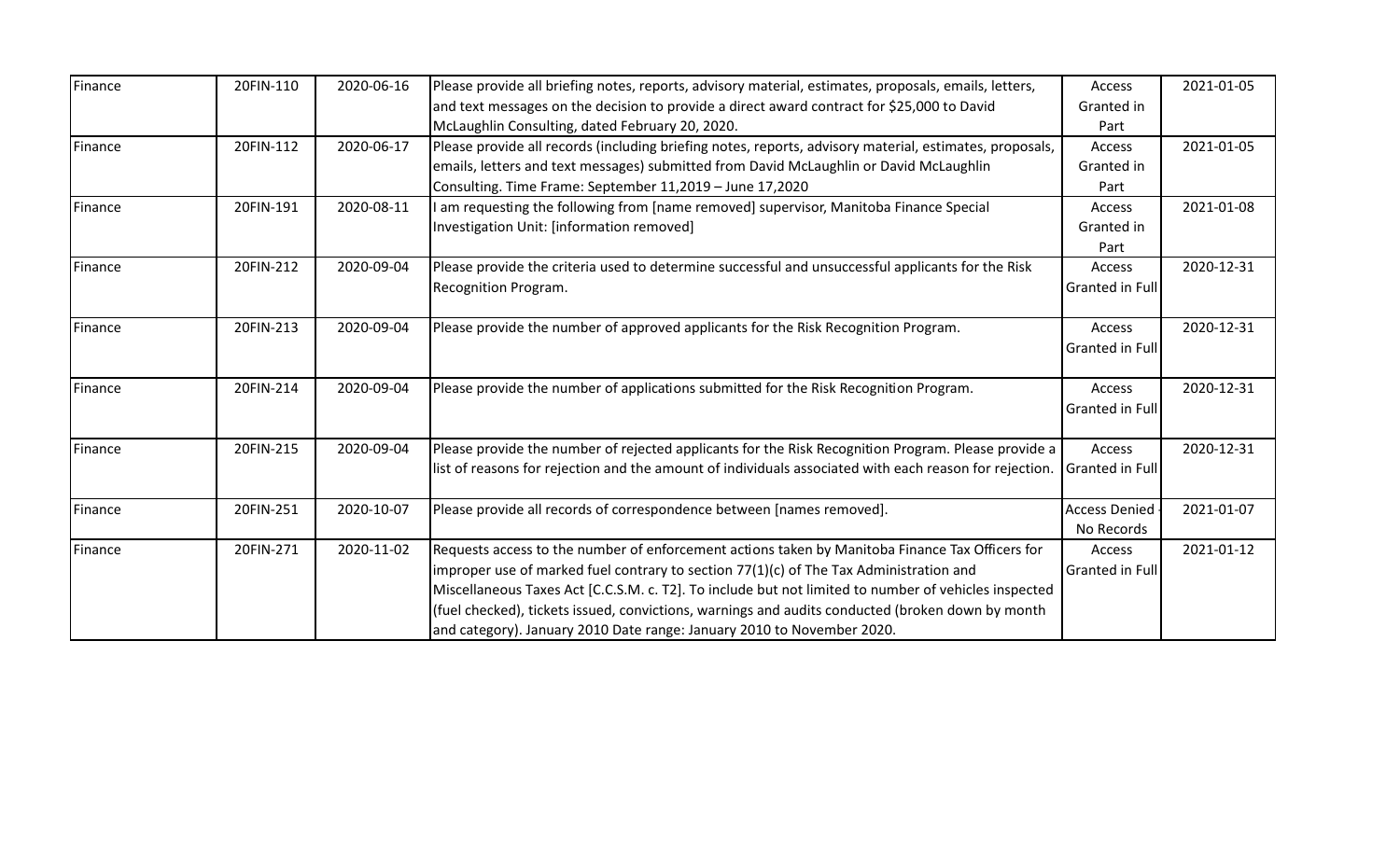| Finance | 20FIN-110 | 2020-06-16 | Please provide all briefing notes, reports, advisory material, estimates, proposals, emails, letters, and text messages on the decision to provide a direct award contract for $25,000 to David McLaughlin Consulting, dated February 20, 2020. | Access Granted in Part | 2021-01-05 |
|---|---|---|---|---|---|
| Finance | 20FIN-112 | 2020-06-17 | Please provide all records (including briefing notes, reports, advisory material, estimates, proposals, emails, letters and text messages) submitted from David McLaughlin or David McLaughlin Consulting. Time Frame: September 11,2019 – June 17,2020 | Access Granted in Part | 2021-01-05 |
| Finance | 20FIN-191 | 2020-08-11 | I am requesting the following from [name removed] supervisor, Manitoba Finance Special Investigation Unit: [information removed] | Access Granted in Part | 2021-01-08 |
| Finance | 20FIN-212 | 2020-09-04 | Please provide the criteria used to determine successful and unsuccessful applicants for the Risk Recognition Program. | Access Granted in Full | 2020-12-31 |
| Finance | 20FIN-213 | 2020-09-04 | Please provide the number of approved applicants for the Risk Recognition Program. | Access Granted in Full | 2020-12-31 |
| Finance | 20FIN-214 | 2020-09-04 | Please provide the number of applications submitted for the Risk Recognition Program. | Access Granted in Full | 2020-12-31 |
| Finance | 20FIN-215 | 2020-09-04 | Please provide the number of rejected applicants for the Risk Recognition Program. Please provide a list of reasons for rejection and the amount of individuals associated with each reason for rejection. | Access Granted in Full | 2020-12-31 |
| Finance | 20FIN-251 | 2020-10-07 | Please provide all records of correspondence between [names removed]. | Access Denied - No Records | 2021-01-07 |
| Finance | 20FIN-271 | 2020-11-02 | Requests access to the number of enforcement actions taken by Manitoba Finance Tax Officers for improper use of marked fuel contrary to section 77(1)(c) of The Tax Administration and Miscellaneous Taxes Act [C.C.S.M. c. T2]. To include but not limited to number of vehicles inspected (fuel checked), tickets issued, convictions, warnings and audits conducted (broken down by month and category). January 2010 Date range: January 2010 to November 2020. | Access Granted in Full | 2021-01-12 |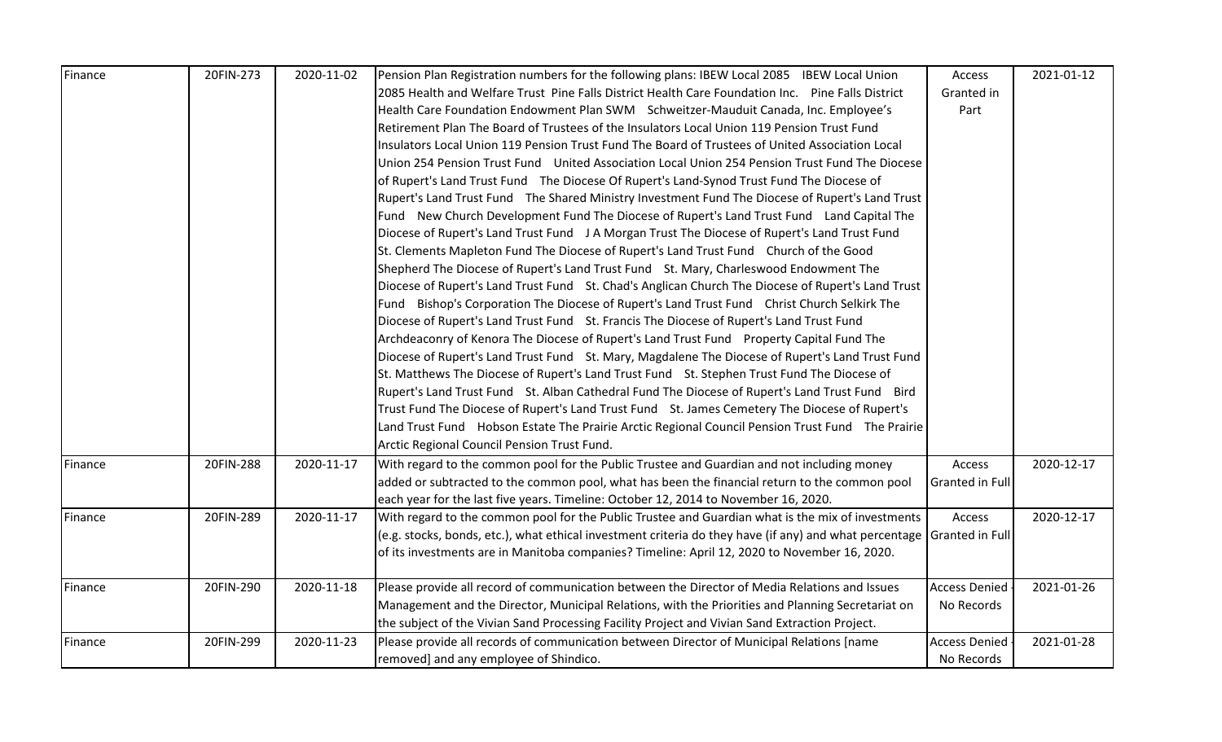| Finance | 20FIN-273 | 2020-11-02 | Pension Plan Registration numbers for the following plans: IBEW Local 2085 IBEW Local Union 2085 Health and Welfare Trust Pine Falls District Health Care Foundation Inc. Pine Falls District Health Care Foundation Endowment Plan SWM Schweitzer-Mauduit Canada, Inc. Employee's Retirement Plan The Board of Trustees of the Insulators Local Union 119 Pension Trust Fund Insulators Local Union 119 Pension Trust Fund The Board of Trustees of United Association Local Union 254 Pension Trust Fund United Association Local Union 254 Pension Trust Fund The Diocese of Rupert's Land Trust Fund The Diocese Of Rupert's Land-Synod Trust Fund The Diocese of Rupert's Land Trust Fund The Shared Ministry Investment Fund The Diocese of Rupert's Land Trust Fund New Church Development Fund The Diocese of Rupert's Land Trust Fund Land Capital The Diocese of Rupert's Land Trust Fund J A Morgan Trust The Diocese of Rupert's Land Trust Fund St. Clements Mapleton Fund The Diocese of Rupert's Land Trust Fund Church of the Good Shepherd The Diocese of Rupert's Land Trust Fund St. Mary, Charleswood Endowment The Diocese of Rupert's Land Trust Fund St. Chad's Anglican Church The Diocese of Rupert's Land Trust Fund Bishop's Corporation The Diocese of Rupert's Land Trust Fund Christ Church Selkirk The Diocese of Rupert's Land Trust Fund St. Francis The Diocese of Rupert's Land Trust Fund Archdeaconry of Kenora The Diocese of Rupert's Land Trust Fund Property Capital Fund The Diocese of Rupert's Land Trust Fund St. Mary, Magdalene The Diocese of Rupert's Land Trust Fund St. Matthews The Diocese of Rupert's Land Trust Fund St. Stephen Trust Fund The Diocese of Rupert's Land Trust Fund St. Alban Cathedral Fund The Diocese of Rupert's Land Trust Fund Bird Trust Fund The Diocese of Rupert's Land Trust Fund St. James Cemetery The Diocese of Rupert's Land Trust Fund Hobson Estate The Prairie Arctic Regional Council Pension Trust Fund The Prairie Arctic Regional Council Pension Trust Fund. | Access Granted in Part | 2021-01-12 |
|---|---|---|---|---|---|
| Finance | 20FIN-288 | 2020-11-17 | With regard to the common pool for the Public Trustee and Guardian and not including money added or subtracted to the common pool, what has been the financial return to the common pool each year for the last five years. Timeline: October 12, 2014 to November 16, 2020. | Access Granted in Full | 2020-12-17 |
| Finance | 20FIN-289 | 2020-11-17 | With regard to the common pool for the Public Trustee and Guardian what is the mix of investments (e.g. stocks, bonds, etc.), what ethical investment criteria do they have (if any) and what percentage of its investments are in Manitoba companies? Timeline: April 12, 2020 to November 16, 2020. | Access Granted in Full | 2020-12-17 |
| Finance | 20FIN-290 | 2020-11-18 | Please provide all record of communication between the Director of Media Relations and Issues Management and the Director, Municipal Relations, with the Priorities and Planning Secretariat on the subject of the Vivian Sand Processing Facility Project and Vivian Sand Extraction Project. | Access Denied - No Records | 2021-01-26 |
| Finance | 20FIN-299 | 2020-11-23 | Please provide all records of communication between Director of Municipal Relations [name removed] and any employee of Shindico. | Access Denied - No Records | 2021-01-28 |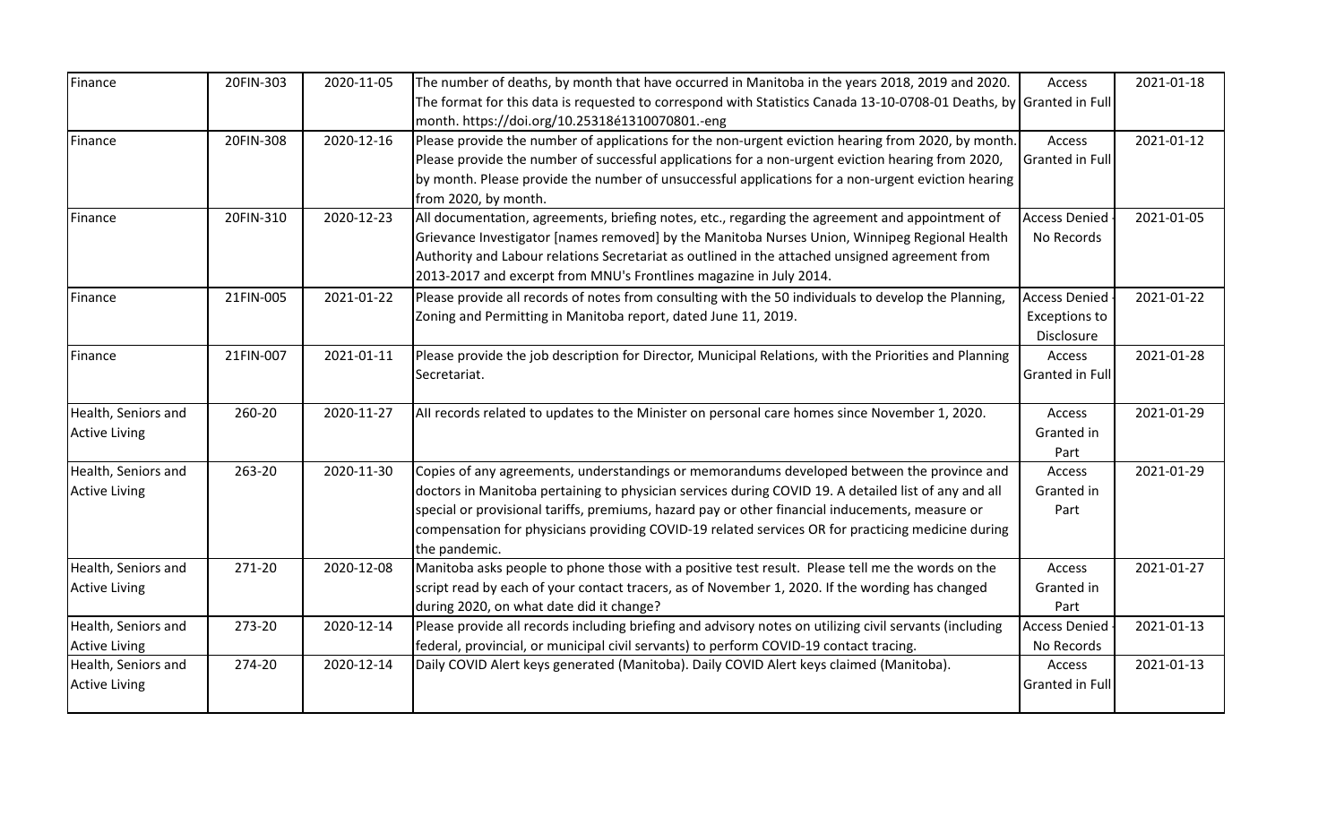| Finance | 20FIN-303 | 2020-11-05 | The number of deaths, by month that have occurred in Manitoba in the years 2018, 2019 and 2020. The format for this data is requested to correspond with Statistics Canada 13-10-0708-01 Deaths, by month. https://doi.org/10.25318é1310070801.-eng | Access Granted in Full | 2021-01-18 |
|---|---|---|---|---|---|
| Finance | 20FIN-308 | 2020-12-16 | Please provide the number of applications for the non-urgent eviction hearing from 2020, by month. Please provide the number of successful applications for a non-urgent eviction hearing from 2020, by month. Please provide the number of unsuccessful applications for a non-urgent eviction hearing from 2020, by month. | Access Granted in Full | 2021-01-12 |
| Finance | 20FIN-310 | 2020-12-23 | All documentation, agreements, briefing notes, etc., regarding the agreement and appointment of Grievance Investigator [names removed] by the Manitoba Nurses Union, Winnipeg Regional Health Authority and Labour relations Secretariat as outlined in the attached unsigned agreement from 2013-2017 and excerpt from MNU's Frontlines magazine in July 2014. | Access Denied - No Records | 2021-01-05 |
| Finance | 21FIN-005 | 2021-01-22 | Please provide all records of notes from consulting with the 50 individuals to develop the Planning, Zoning and Permitting in Manitoba report, dated June 11, 2019. | Access Denied - Exceptions to Disclosure | 2021-01-22 |
| Finance | 21FIN-007 | 2021-01-11 | Please provide the job description for Director, Municipal Relations, with the Priorities and Planning Secretariat. | Access Granted in Full | 2021-01-28 |
| Health, Seniors and Active Living | 260-20 | 2020-11-27 | All records related to updates to the Minister on personal care homes since November 1, 2020. | Access Granted in Part | 2021-01-29 |
| Health, Seniors and Active Living | 263-20 | 2020-11-30 | Copies of any agreements, understandings or memorandums developed between the province and doctors in Manitoba pertaining to physician services during COVID 19. A detailed list of any and all special or provisional tariffs, premiums, hazard pay or other financial inducements, measure or compensation for physicians providing COVID-19 related services OR for practicing medicine during the pandemic. | Access Granted in Part | 2021-01-29 |
| Health, Seniors and Active Living | 271-20 | 2020-12-08 | Manitoba asks people to phone those with a positive test result. Please tell me the words on the script read by each of your contact tracers, as of November 1, 2020. If the wording has changed during 2020, on what date did it change? | Access Granted in Part | 2021-01-27 |
| Health, Seniors and Active Living | 273-20 | 2020-12-14 | Please provide all records including briefing and advisory notes on utilizing civil servants (including federal, provincial, or municipal civil servants) to perform COVID-19 contact tracing. | Access Denied - No Records | 2021-01-13 |
| Health, Seniors and Active Living | 274-20 | 2020-12-14 | Daily COVID Alert keys generated (Manitoba). Daily COVID Alert keys claimed (Manitoba). | Access Granted in Full | 2021-01-13 |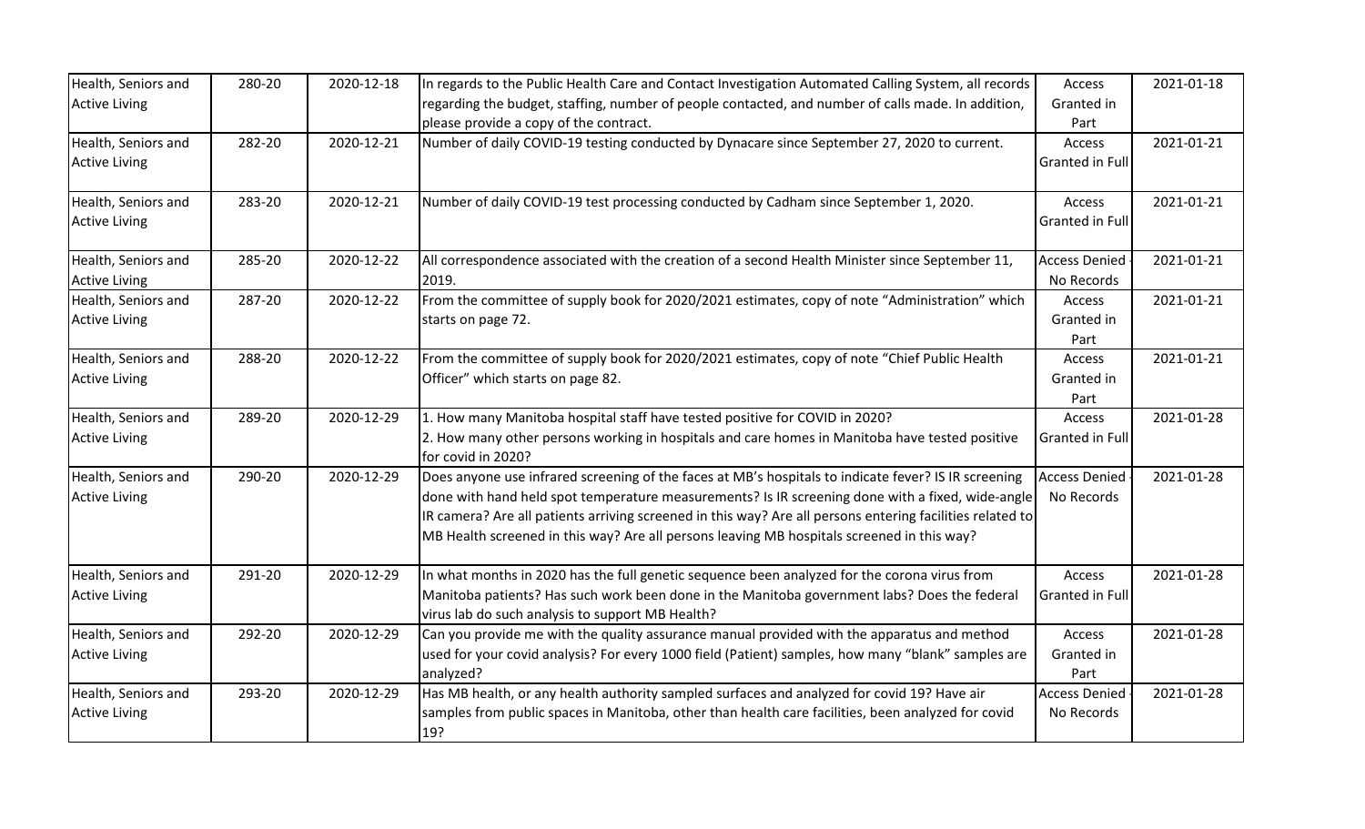| Health, Seniors and Active Living | 280-20 | 2020-12-18 | In regards to the Public Health Care and Contact Investigation Automated Calling System, all records regarding the budget, staffing, number of people contacted, and number of calls made. In addition, please provide a copy of the contract. | Access Granted in Part | 2021-01-18 |
|---|---|---|---|---|---|
| Health, Seniors and Active Living | 282-20 | 2020-12-21 | Number of daily COVID-19 testing conducted by Dynacare since September 27, 2020 to current. | Access Granted in Full | 2021-01-21 |
| Health, Seniors and Active Living | 283-20 | 2020-12-21 | Number of daily COVID-19 test processing conducted by Cadham since September 1, 2020. | Access Granted in Full | 2021-01-21 |
| Health, Seniors and Active Living | 285-20 | 2020-12-22 | All correspondence associated with the creation of a second Health Minister since September 11, 2019. | Access Denied - No Records | 2021-01-21 |
| Health, Seniors and Active Living | 287-20 | 2020-12-22 | From the committee of supply book for 2020/2021 estimates, copy of note "Administration" which starts on page 72. | Access Granted in Part | 2021-01-21 |
| Health, Seniors and Active Living | 288-20 | 2020-12-22 | From the committee of supply book for 2020/2021 estimates, copy of note "Chief Public Health Officer" which starts on page 82. | Access Granted in Part | 2021-01-21 |
| Health, Seniors and Active Living | 289-20 | 2020-12-29 | 1. How many Manitoba hospital staff have tested positive for COVID in 2020? 2. How many other persons working in hospitals and care homes in Manitoba have tested positive for covid in 2020? | Access Granted in Full | 2021-01-28 |
| Health, Seniors and Active Living | 290-20 | 2020-12-29 | Does anyone use infrared screening of the faces at MB's hospitals to indicate fever? IS IR screening done with hand held spot temperature measurements? Is IR screening done with a fixed, wide-angle IR camera? Are all patients arriving screened in this way? Are all persons entering facilities related to MB Health screened in this way? Are all persons leaving MB hospitals screened in this way? | Access Denied - No Records | 2021-01-28 |
| Health, Seniors and Active Living | 291-20 | 2020-12-29 | In what months in 2020 has the full genetic sequence been analyzed for the corona virus from Manitoba patients? Has such work been done in the Manitoba government labs? Does the federal virus lab do such analysis to support MB Health? | Access Granted in Full | 2021-01-28 |
| Health, Seniors and Active Living | 292-20 | 2020-12-29 | Can you provide me with the quality assurance manual provided with the apparatus and method used for your covid analysis? For every 1000 field (Patient) samples, how many "blank" samples are analyzed? | Access Granted in Part | 2021-01-28 |
| Health, Seniors and Active Living | 293-20 | 2020-12-29 | Has MB health, or any health authority sampled surfaces and analyzed for covid 19? Have air samples from public spaces in Manitoba, other than health care facilities, been analyzed for covid 19? | Access Denied - No Records | 2021-01-28 |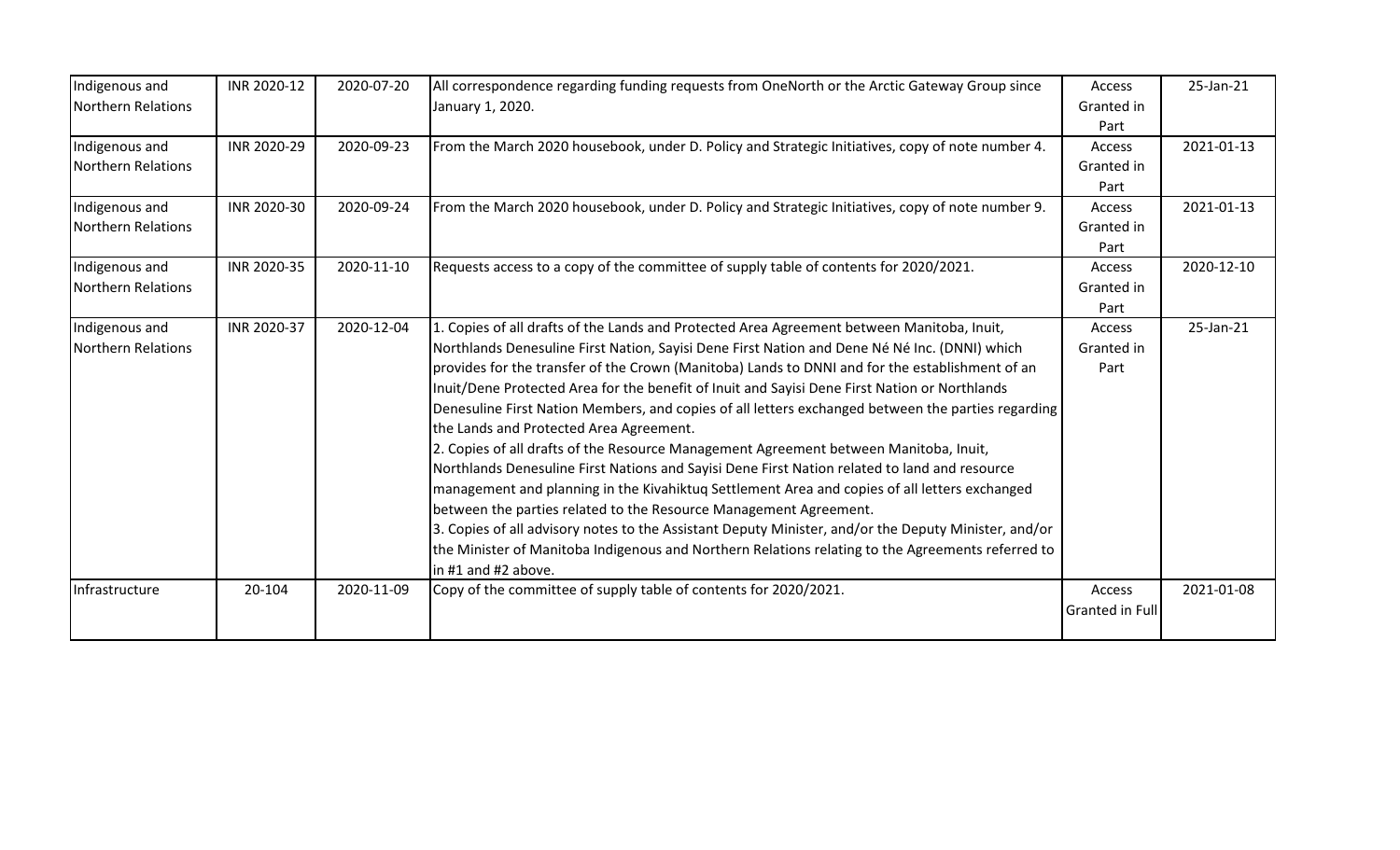| | | | | | |
|---|---|---|---|---|---|
| Indigenous and Northern Relations | INR 2020-12 | 2020-07-20 | All correspondence regarding funding requests from OneNorth or the Arctic Gateway Group since January 1, 2020. | Access Granted in Part | 25-Jan-21 |
| Indigenous and Northern Relations | INR 2020-29 | 2020-09-23 | From the March 2020 housebook, under D. Policy and Strategic Initiatives, copy of note number 4. | Access Granted in Part | 2021-01-13 |
| Indigenous and Northern Relations | INR 2020-30 | 2020-09-24 | From the March 2020 housebook, under D. Policy and Strategic Initiatives, copy of note number 9. | Access Granted in Part | 2021-01-13 |
| Indigenous and Northern Relations | INR 2020-35 | 2020-11-10 | Requests access to a copy of the committee of supply table of contents for 2020/2021. | Access Granted in Part | 2020-12-10 |
| Indigenous and Northern Relations | INR 2020-37 | 2020-12-04 | 1. Copies of all drafts of the Lands and Protected Area Agreement between Manitoba, Inuit, Northlands Denesuline First Nation, Sayisi Dene First Nation and Dene Né Né Inc. (DNNI) which provides for the transfer of the Crown (Manitoba) Lands to DNNI and for the establishment of an Inuit/Dene Protected Area for the benefit of Inuit and Sayisi Dene First Nation or Northlands Denesuline First Nation Members, and copies of all letters exchanged between the parties regarding the Lands and Protected Area Agreement.<br>2. Copies of all drafts of the Resource Management Agreement between Manitoba, Inuit, Northlands Denesuline First Nations and Sayisi Dene First Nation related to land and resource management and planning in the Kivahiktuq Settlement Area and copies of all letters exchanged between the parties related to the Resource Management Agreement.<br>3. Copies of all advisory notes to the Assistant Deputy Minister, and/or the Deputy Minister, and/or the Minister of Manitoba Indigenous and Northern Relations relating to the Agreements referred to in #1 and #2 above. | Access Granted in Part | 25-Jan-21 |
| Infrastructure | 20-104 | 2020-11-09 | Copy of the committee of supply table of contents for 2020/2021. | Access Granted in Full | 2021-01-08 |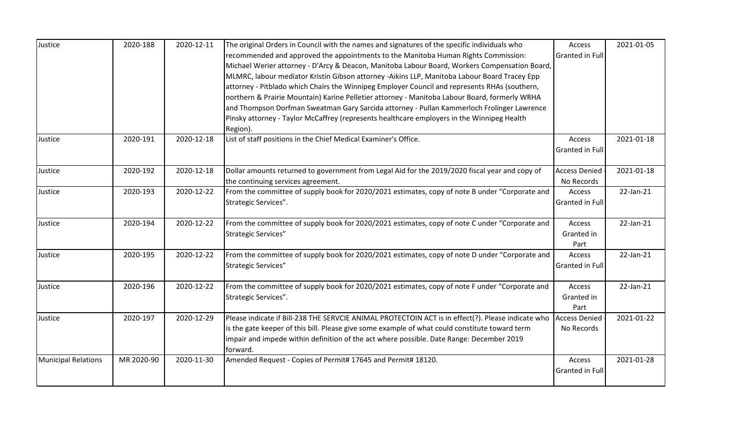| Justice | 2020-188 | 2020-12-11 | The original Orders in Council with the names and signatures of the specific individuals who recommended and approved the appointments to the Manitoba Human Rights Commission: Michael Werier attorney - D'Arcy & Deacon, Manitoba Labour Board, Workers Compensation Board, MLMRC, labour mediator Kristin Gibson attorney -Aikins LLP, Manitoba Labour Board Tracey Epp attorney - Pitblado which Chairs the Winnipeg Employer Council and represents RHAs (southern, northern & Prairie Mountain) Karine Pelletier attorney - Manitoba Labour Board, formerly WRHA and Thompson Dorfman Sweatman Gary Sarcida attorney - Pullan Kammerloch Frolinger Lawrence Pinsky attorney - Taylor McCaffrey (represents healthcare employers in the Winnipeg Health Region). | Access Granted in Full | 2021-01-05 |
|---|---|---|---|---|---|
| Justice | 2020-191 | 2020-12-18 | List of staff positions in the Chief Medical Examiner's Office. | Access Granted in Full | 2021-01-18 |
| Justice | 2020-192 | 2020-12-18 | Dollar amounts returned to government from Legal Aid for the 2019/2020 fiscal year and copy of the continuing services agreement. | Access Denied - No Records | 2021-01-18 |
| Justice | 2020-193 | 2020-12-22 | From the committee of supply book for 2020/2021 estimates, copy of note B under "Corporate and Strategic Services". | Access Granted in Full | 22-Jan-21 |
| Justice | 2020-194 | 2020-12-22 | From the committee of supply book for 2020/2021 estimates, copy of note C under "Corporate and Strategic Services" | Access Granted in Part | 22-Jan-21 |
| Justice | 2020-195 | 2020-12-22 | From the committee of supply book for 2020/2021 estimates, copy of note D under "Corporate and Strategic Services" | Access Granted in Full | 22-Jan-21 |
| Justice | 2020-196 | 2020-12-22 | From the committee of supply book for 2020/2021 estimates, copy of note F under "Corporate and Strategic Services". | Access Granted in Part | 22-Jan-21 |
| Justice | 2020-197 | 2020-12-29 | Please indicate if Bill-238 THE SERVCIE ANIMAL PROTECTOIN ACT is in effect(?). Please indicate who is the gate keeper of this bill. Please give some example of what could constitute toward term impair and impede within definition of the act where possible. Date Range: December 2019 forward. | Access Denied - No Records | 2021-01-22 |
| Municipal Relations | MR 2020-90 | 2020-11-30 | Amended Request - Copies of Permit# 17645 and Permit# 18120. | Access Granted in Full | 2021-01-28 |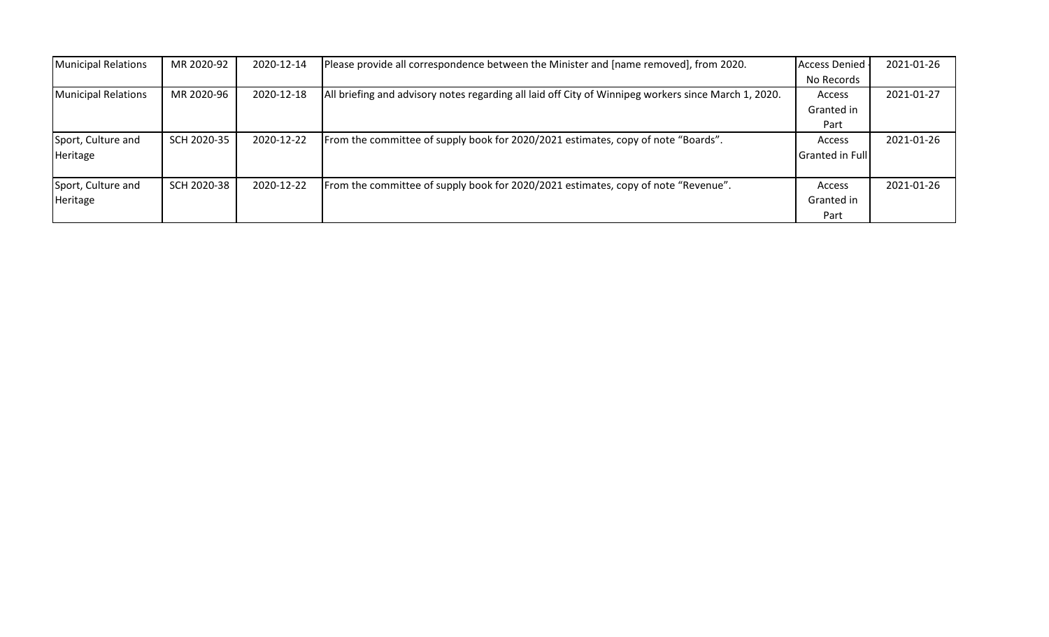| | | | | | |
|---|---|---|---|---|---|
| Municipal Relations | MR 2020-92 | 2020-12-14 | Please provide all correspondence between the Minister and [name removed], from 2020. | Access Denied - No Records | 2021-01-26 |
| Municipal Relations | MR 2020-96 | 2020-12-18 | All briefing and advisory notes regarding all laid off City of Winnipeg workers since March 1, 2020. | Access Granted in Part | 2021-01-27 |
| Sport, Culture and Heritage | SCH 2020-35 | 2020-12-22 | From the committee of supply book for 2020/2021 estimates, copy of note "Boards". | Access Granted in Full | 2021-01-26 |
| Sport, Culture and Heritage | SCH 2020-38 | 2020-12-22 | From the committee of supply book for 2020/2021 estimates, copy of note "Revenue". | Access Granted in Part | 2021-01-26 |